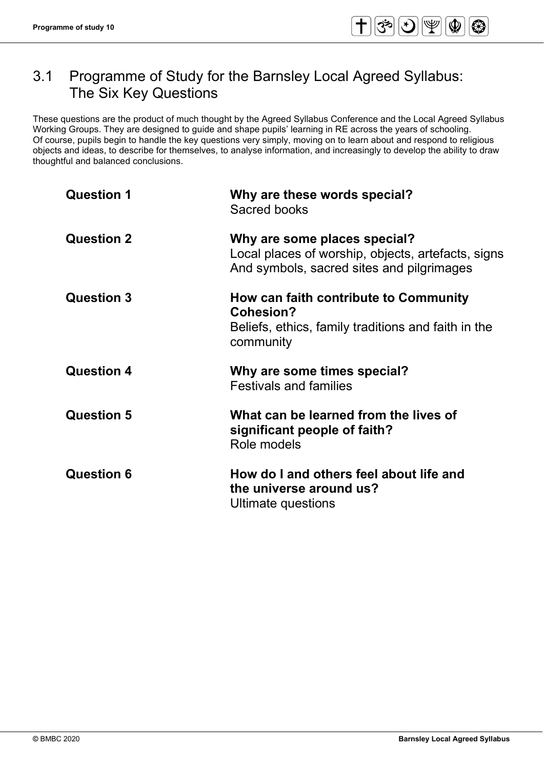# 3.1 Programme of Study for the Barnsley Local Agreed Syllabus: The Six Key Questions

These questions are the product of much thought by the Agreed Syllabus Conference and the Local Agreed Syllabus Working Groups. They are designed to guide and shape pupils' learning in RE across the years of schooling. Of course, pupils begin to handle the key questions very simply, moving on to learn about and respond to religious objects and ideas, to describe for themselves, to analyse information, and increasingly to develop the ability to draw thoughtful and balanced conclusions.

**Question 1** — **Why are these words special?**
Sacred books

**Question 2** — **Why are some places special?**
Local places of worship, objects, artefacts, signs And symbols, sacred sites and pilgrimages

**Question 3** — **How can faith contribute to Community Cohesion?**
Beliefs, ethics, family traditions and faith in the community

**Question 4** — **Why are some times special?**
Festivals and families

**Question 5** — **What can be learned from the lives of significant people of faith?**
Role models

**Question 6** — **How do I and others feel about life and the universe around us?**
Ultimate questions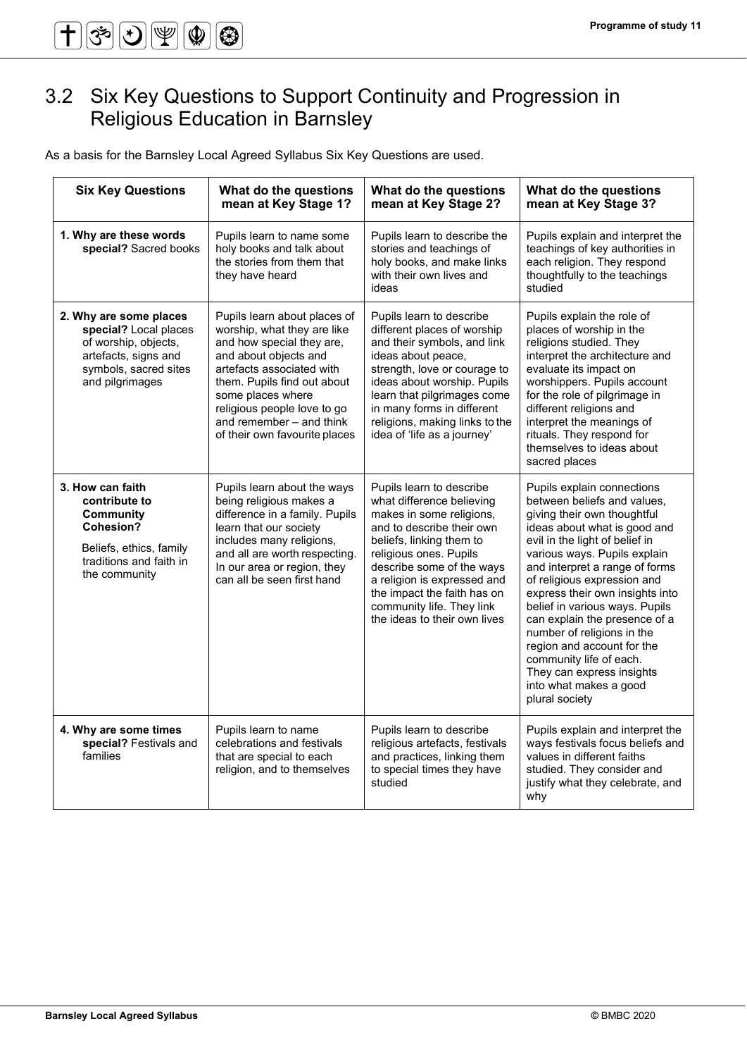## 3.2 Six Key Questions to Support Continuity and Progression in Religious Education in Barnsley

As a basis for the Barnsley Local Agreed Syllabus Six Key Questions are used.

| Six Key Questions | What do the questions mean at Key Stage 1? | What do the questions mean at Key Stage 2? | What do the questions mean at Key Stage 3? |
|---|---|---|---|
| **1. Why are these words special?** Sacred books | Pupils learn to name some holy books and talk about the stories from them that they have heard | Pupils learn to describe the stories and teachings of holy books, and make links with their own lives and ideas | Pupils explain and interpret the teachings of key authorities in each religion. They respond thoughtfully to the teachings studied |
| **2. Why are some places special?** Local places of worship, objects, artefacts, signs and symbols, sacred sites and pilgrimages | Pupils learn about places of worship, what they are like and how special they are, and about objects and artefacts associated with them. Pupils find out about some places where religious people love to go and remember – and think of their own favourite places | Pupils learn to describe different places of worship and their symbols, and link ideas about peace, strength, love or courage to ideas about worship. Pupils learn that pilgrimages come in many forms in different religions, making links to the idea of 'life as a journey' | Pupils explain the role of places of worship in the religions studied. They interpret the architecture and evaluate its impact on worshippers. Pupils account for the role of pilgrimage in different religions and interpret the meanings of rituals. They respond for themselves to ideas about sacred places |
| **3. How can faith contribute to Community Cohesion?** Beliefs, ethics, family traditions and faith in the community | Pupils learn about the ways being religious makes a difference in a family. Pupils learn that our society includes many religions, and all are worth respecting. In our area or region, they can all be seen first hand | Pupils learn to describe what difference believing makes in some religions, and to describe their own beliefs, linking them to religious ones. Pupils describe some of the ways a religion is expressed and the impact the faith has on community life. They link the ideas to their own lives | Pupils explain connections between beliefs and values, giving their own thoughtful ideas about what is good and evil in the light of belief in various ways. Pupils explain and interpret a range of forms of religious expression and express their own insights into belief in various ways. Pupils can explain the presence of a number of religions in the region and account for the community life of each. They can express insights into what makes a good plural society |
| **4. Why are some times special?** Festivals and families | Pupils learn to name celebrations and festivals that are special to each religion, and to themselves | Pupils learn to describe religious artefacts, festivals and practices, linking them to special times they have studied | Pupils explain and interpret the ways festivals focus beliefs and values in different faiths studied. They consider and justify what they celebrate, and why |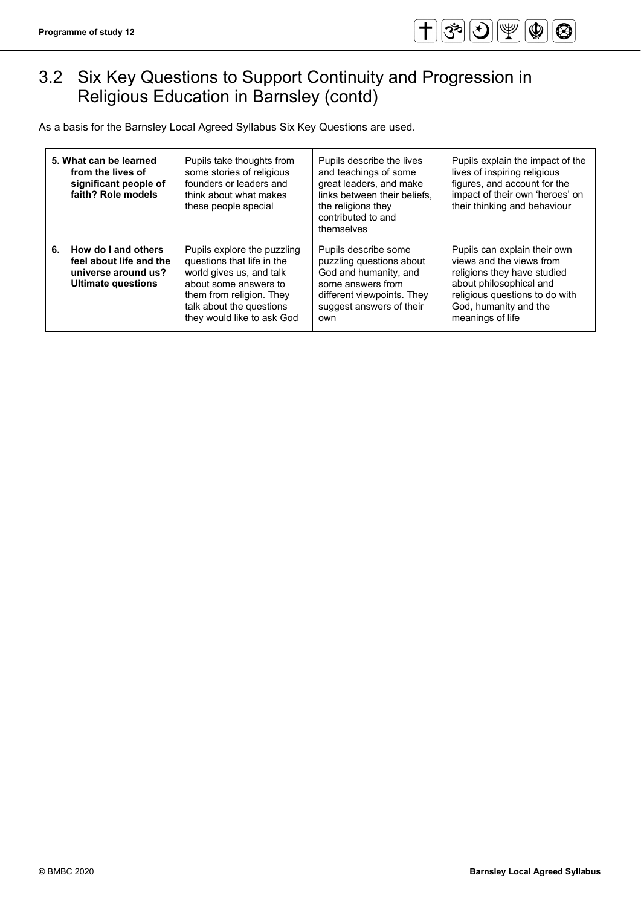## 3.2 Six Key Questions to Support Continuity and Progression in Religious Education in Barnsley (contd)

As a basis for the Barnsley Local Agreed Syllabus Six Key Questions are used.

| | | | |
|---|---|---|---|
| **5. What can be learned from the lives of significant people of faith? Role models** | Pupils take thoughts from some stories of religious founders or leaders and think about what makes these people special | Pupils describe the lives and teachings of some great leaders, and make links between their beliefs, the religions they contributed to and themselves | Pupils explain the impact of the lives of inspiring religious figures, and account for the impact of their own 'heroes' on their thinking and behaviour |
| **6. How do I and others feel about life and the universe around us? Ultimate questions** | Pupils explore the puzzling questions that life in the world gives us, and talk about some answers to them from religion. They talk about the questions they would like to ask God | Pupils describe some puzzling questions about God and humanity, and some answers from different viewpoints. They suggest answers of their own | Pupils can explain their own views and the views from religions they have studied about philosophical and religious questions to do with God, humanity and the meanings of life |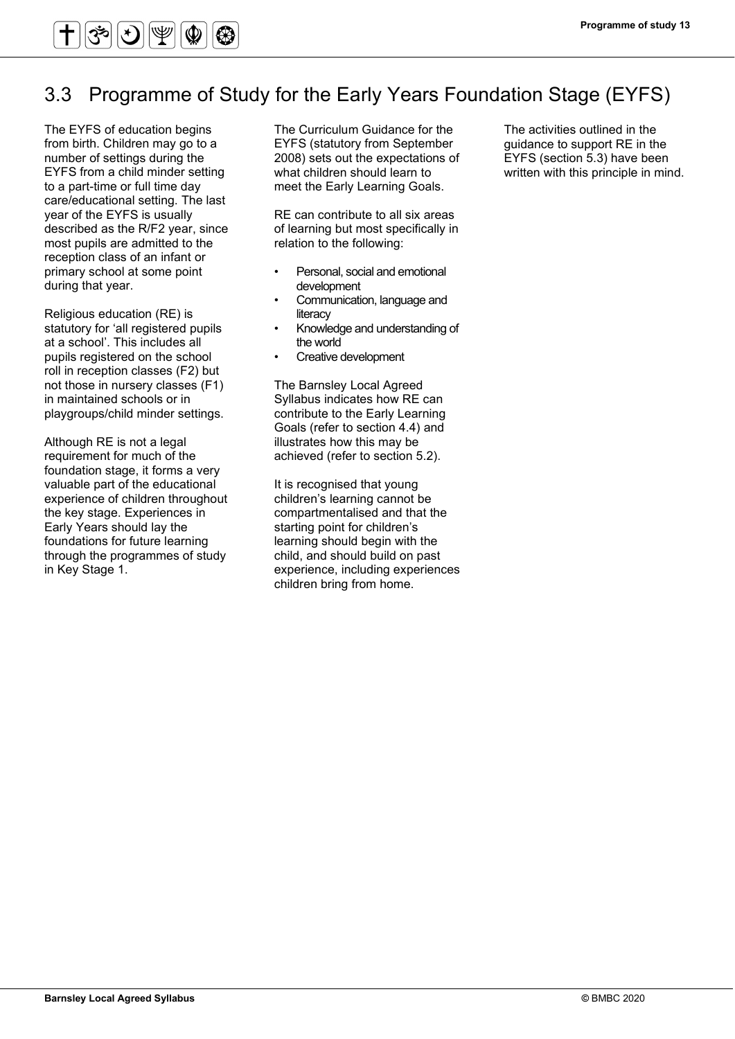## 3.3 Programme of Study for the Early Years Foundation Stage (EYFS)

The EYFS of education begins from birth. Children may go to a number of settings during the EYFS from a child minder setting to a part-time or full time day care/educational setting. The last year of the EYFS is usually described as the R/F2 year, since most pupils are admitted to the reception class of an infant or primary school at some point during that year.

Religious education (RE) is statutory for 'all registered pupils at a school'. This includes all pupils registered on the school roll in reception classes (F2) but not those in nursery classes (F1) in maintained schools or in playgroups/child minder settings.

Although RE is not a legal requirement for much of the foundation stage, it forms a very valuable part of the educational experience of children throughout the key stage. Experiences in Early Years should lay the foundations for future learning through the programmes of study in Key Stage 1.

The Curriculum Guidance for the EYFS (statutory from September 2008) sets out the expectations of what children should learn to meet the Early Learning Goals.

RE can contribute to all six areas of learning but most specifically in relation to the following:

- Personal, social and emotional development
- Communication, language and literacy
- Knowledge and understanding of the world
- Creative development

The Barnsley Local Agreed Syllabus indicates how RE can contribute to the Early Learning Goals (refer to section 4.4) and illustrates how this may be achieved (refer to section 5.2).

It is recognised that young children's learning cannot be compartmentalised and that the starting point for children's learning should begin with the child, and should build on past experience, including experiences children bring from home.

The activities outlined in the guidance to support RE in the EYFS (section 5.3) have been written with this principle in mind.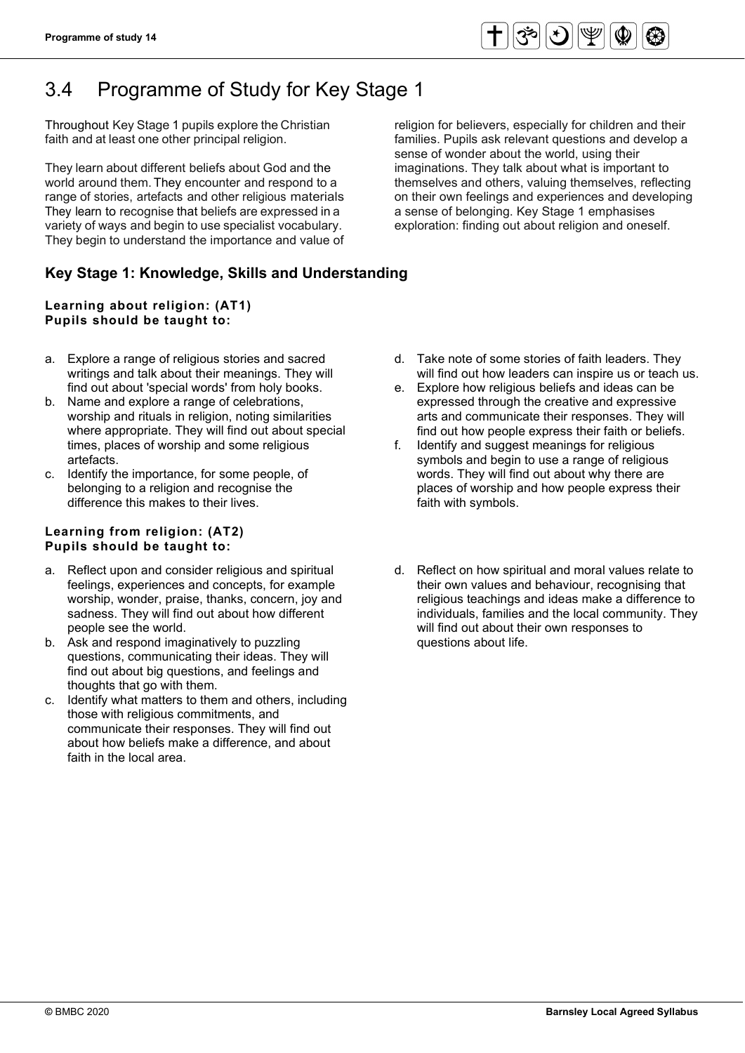# 3.4 Programme of Study for Key Stage 1

Throughout Key Stage 1 pupils explore the Christian faith and at least one other principal religion.

They learn about different beliefs about God and the world around them. They encounter and respond to a range of stories, artefacts and other religious materials They learn to recognise that beliefs are expressed in a variety of ways and begin to use specialist vocabulary. They begin to understand the importance and value of religion for believers, especially for children and their families. Pupils ask relevant questions and develop a sense of wonder about the world, using their imaginations. They talk about what is important to themselves and others, valuing themselves, reflecting on their own feelings and experiences and developing a sense of belonging. Key Stage 1 emphasises exploration: finding out about religion and oneself.

## Key Stage 1: Knowledge, Skills and Understanding

**Learning about religion: (AT1)**
**Pupils should be taught to:**

a. Explore a range of religious stories and sacred writings and talk about their meanings. They will find out about 'special words' from holy books.
b. Name and explore a range of celebrations, worship and rituals in religion, noting similarities where appropriate. They will find out about special times, places of worship and some religious artefacts.
c. Identify the importance, for some people, of belonging to a religion and recognise the difference this makes to their lives.
d. Take note of some stories of faith leaders. They will find out how leaders can inspire us or teach us.
e. Explore how religious beliefs and ideas can be expressed through the creative and expressive arts and communicate their responses. They will find out how people express their faith or beliefs.
f. Identify and suggest meanings for religious symbols and begin to use a range of religious words. They will find out about why there are places of worship and how people express their faith with symbols.

**Learning from religion: (AT2)**
**Pupils should be taught to:**

a. Reflect upon and consider religious and spiritual feelings, experiences and concepts, for example worship, wonder, praise, thanks, concern, joy and sadness. They will find out about how different people see the world.
b. Ask and respond imaginatively to puzzling questions, communicating their ideas. They will find out about big questions, and feelings and thoughts that go with them.
c. Identify what matters to them and others, including those with religious commitments, and communicate their responses. They will find out about how beliefs make a difference, and about faith in the local area.
d. Reflect on how spiritual and moral values relate to their own values and behaviour, recognising that religious teachings and ideas make a difference to individuals, families and the local community. They will find out about their own responses to questions about life.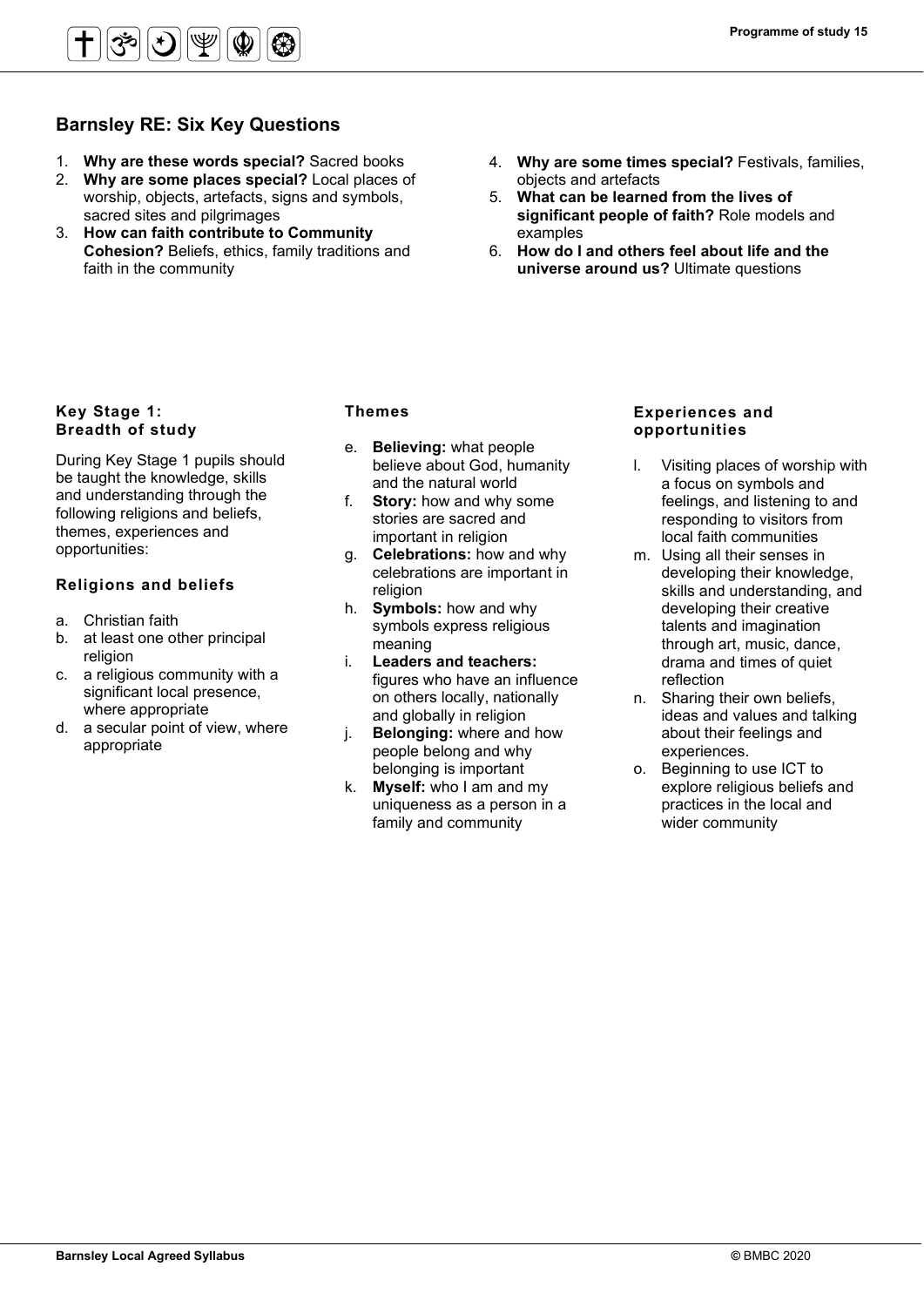## Barnsley RE: Six Key Questions

1. **Why are these words special?** Sacred books
2. **Why are some places special?** Local places of worship, objects, artefacts, signs and symbols, sacred sites and pilgrimages
3. **How can faith contribute to Community Cohesion?** Beliefs, ethics, family traditions and faith in the community
4. **Why are some times special?** Festivals, families, objects and artefacts
5. **What can be learned from the lives of significant people of faith?** Role models and examples
6. **How do I and others feel about life and the universe around us?** Ultimate questions

### Key Stage 1: Breadth of study

During Key Stage 1 pupils should be taught the knowledge, skills and understanding through the following religions and beliefs, themes, experiences and opportunities:

### Religions and beliefs

a. Christian faith
b. at least one other principal religion
c. a religious community with a significant local presence, where appropriate
d. a secular point of view, where appropriate

### Themes

e. **Believing:** what people believe about God, humanity and the natural world
f. **Story:** how and why some stories are sacred and important in religion
g. **Celebrations:** how and why celebrations are important in religion
h. **Symbols:** how and why symbols express religious meaning
i. **Leaders and teachers:** figures who have an influence on others locally, nationally and globally in religion
j. **Belonging:** where and how people belong and why belonging is important
k. **Myself:** who I am and my uniqueness as a person in a family and community

### Experiences and opportunities

l. Visiting places of worship with a focus on symbols and feelings, and listening to and responding to visitors from local faith communities
m. Using all their senses in developing their knowledge, skills and understanding, and developing their creative talents and imagination through art, music, dance, drama and times of quiet reflection
n. Sharing their own beliefs, ideas and values and talking about their feelings and experiences.
o. Beginning to use ICT to explore religious beliefs and practices in the local and wider community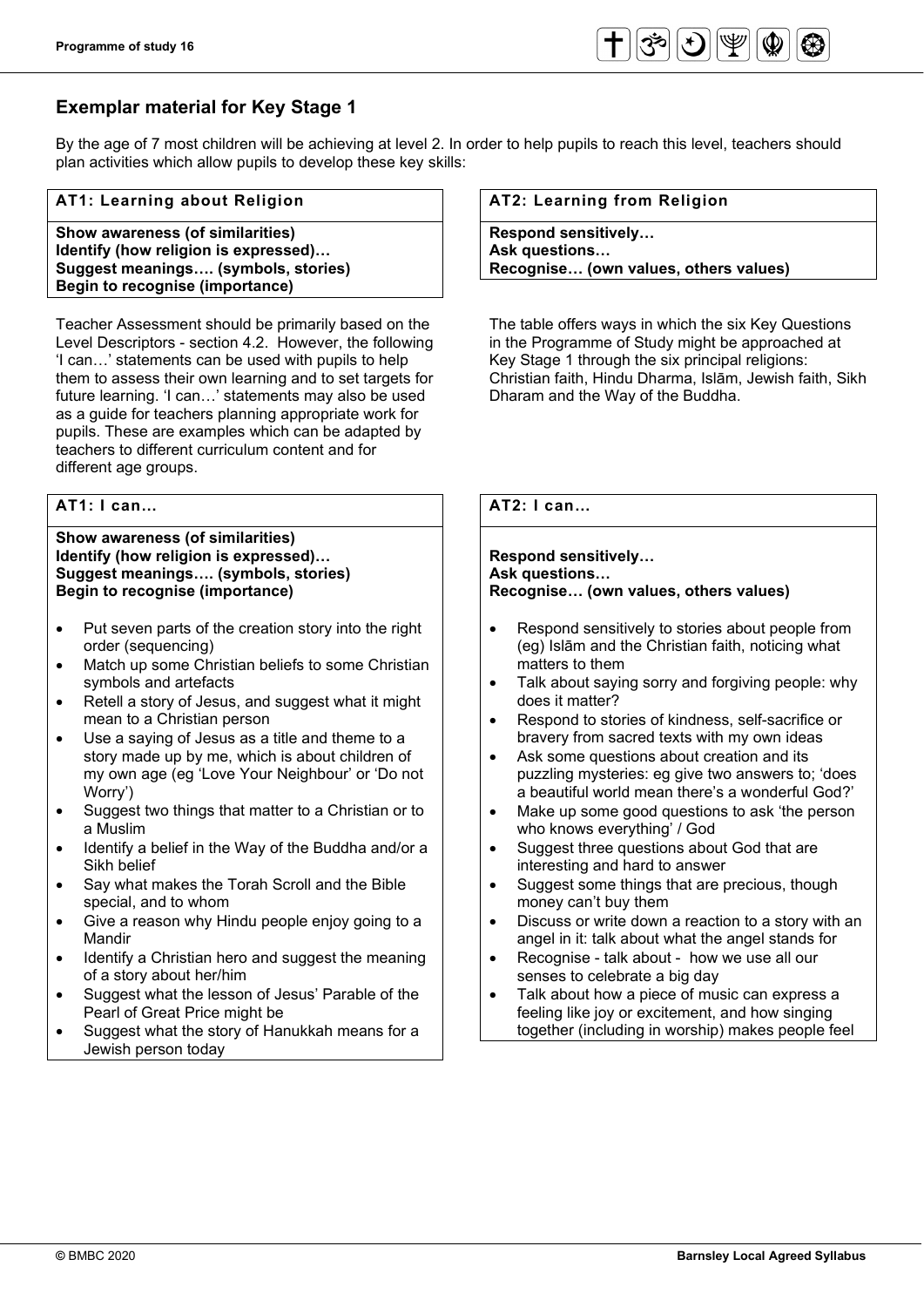## Exemplar material for Key Stage 1

By the age of 7 most children will be achieving at level 2. In order to help pupils to reach this level, teachers should plan activities which allow pupils to develop these key skills:

| AT1: Learning about Religion |
| --- |
| **Show awareness (of similarities)**<br>**Identify (how religion is expressed)…**<br>**Suggest meanings…. (symbols, stories)**<br>**Begin to recognise (importance)** |

Teacher Assessment should be primarily based on the Level Descriptors - section 4.2. However, the following 'I can…' statements can be used with pupils to help them to assess their own learning and to set targets for future learning. 'I can…' statements may also be used as a guide for teachers planning appropriate work for pupils. These are examples which can be adapted by teachers to different curriculum content and for different age groups.

| AT2: Learning from Religion |
| --- |
| **Respond sensitively…**<br>**Ask questions…**<br>**Recognise… (own values, others values)** |

The table offers ways in which the six Key Questions in the Programme of Study might be approached at Key Stage 1 through the six principal religions: Christian faith, Hindu Dharma, Islām, Jewish faith, Sikh Dharam and the Way of the Buddha.

### AT1: I can…

**Show awareness (of similarities)**
**Identify (how religion is expressed)…**
**Suggest meanings…. (symbols, stories)**
**Begin to recognise (importance)**

- Put seven parts of the creation story into the right order (sequencing)
- Match up some Christian beliefs to some Christian symbols and artefacts
- Retell a story of Jesus, and suggest what it might mean to a Christian person
- Use a saying of Jesus as a title and theme to a story made up by me, which is about children of my own age (eg 'Love Your Neighbour' or 'Do not Worry')
- Suggest two things that matter to a Christian or to a Muslim
- Identify a belief in the Way of the Buddha and/or a Sikh belief
- Say what makes the Torah Scroll and the Bible special, and to whom
- Give a reason why Hindu people enjoy going to a Mandir
- Identify a Christian hero and suggest the meaning of a story about her/him
- Suggest what the lesson of Jesus' Parable of the Pearl of Great Price might be
- Suggest what the story of Hanukkah means for a Jewish person today

### AT2: I can…

**Respond sensitively…**
**Ask questions…**
**Recognise… (own values, others values)**

- Respond sensitively to stories about people from (eg) Islām and the Christian faith, noticing what matters to them
- Talk about saying sorry and forgiving people: why does it matter?
- Respond to stories of kindness, self-sacrifice or bravery from sacred texts with my own ideas
- Ask some questions about creation and its puzzling mysteries: eg give two answers to; 'does a beautiful world mean there's a wonderful God?'
- Make up some good questions to ask 'the person who knows everything' / God
- Suggest three questions about God that are interesting and hard to answer
- Suggest some things that are precious, though money can't buy them
- Discuss or write down a reaction to a story with an angel in it: talk about what the angel stands for
- Recognise - talk about - how we use all our senses to celebrate a big day
- Talk about how a piece of music can express a feeling like joy or excitement, and how singing together (including in worship) makes people feel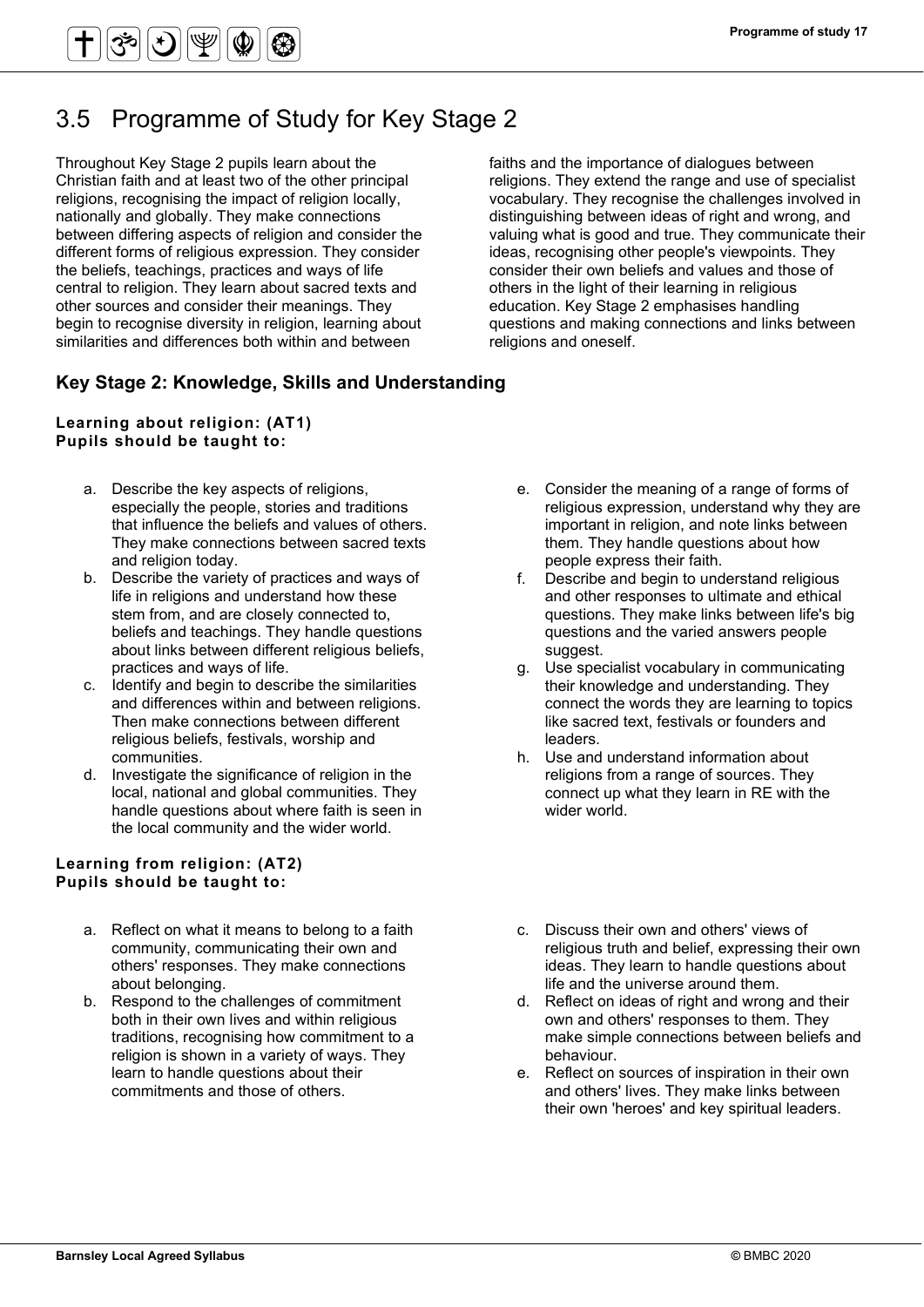# 3.5 Programme of Study for Key Stage 2

Throughout Key Stage 2 pupils learn about the Christian faith and at least two of the other principal religions, recognising the impact of religion locally, nationally and globally. They make connections between differing aspects of religion and consider the different forms of religious expression. They consider the beliefs, teachings, practices and ways of life central to religion. They learn about sacred texts and other sources and consider their meanings. They begin to recognise diversity in religion, learning about similarities and differences both within and between faiths and the importance of dialogues between religions. They extend the range and use of specialist vocabulary. They recognise the challenges involved in distinguishing between ideas of right and wrong, and valuing what is good and true. They communicate their ideas, recognising other people's viewpoints. They consider their own beliefs and values and those of others in the light of their learning in religious education. Key Stage 2 emphasises handling questions and making connections and links between religions and oneself.

## Key Stage 2: Knowledge, Skills and Understanding

**Learning about religion: (AT1)**
**Pupils should be taught to:**

a. Describe the key aspects of religions, especially the people, stories and traditions that influence the beliefs and values of others. They make connections between sacred texts and religion today.
b. Describe the variety of practices and ways of life in religions and understand how these stem from, and are closely connected to, beliefs and teachings. They handle questions about links between different religious beliefs, practices and ways of life.
c. Identify and begin to describe the similarities and differences within and between religions. Then make connections between different religious beliefs, festivals, worship and communities.
d. Investigate the significance of religion in the local, national and global communities. They handle questions about where faith is seen in the local community and the wider world.
e. Consider the meaning of a range of forms of religious expression, understand why they are important in religion, and note links between them. They handle questions about how people express their faith.
f. Describe and begin to understand religious and other responses to ultimate and ethical questions. They make links between life's big questions and the varied answers people suggest.
g. Use specialist vocabulary in communicating their knowledge and understanding. They connect the words they are learning to topics like sacred text, festivals or founders and leaders.
h. Use and understand information about religions from a range of sources. They connect up what they learn in RE with the wider world.

**Learning from religion: (AT2)**
**Pupils should be taught to:**

a. Reflect on what it means to belong to a faith community, communicating their own and others' responses. They make connections about belonging.
b. Respond to the challenges of commitment both in their own lives and within religious traditions, recognising how commitment to a religion is shown in a variety of ways. They learn to handle questions about their commitments and those of others.
c. Discuss their own and others' views of religious truth and belief, expressing their own ideas. They learn to handle questions about life and the universe around them.
d. Reflect on ideas of right and wrong and their own and others' responses to them. They make simple connections between beliefs and behaviour.
e. Reflect on sources of inspiration in their own and others' lives. They make links between their own 'heroes' and key spiritual leaders.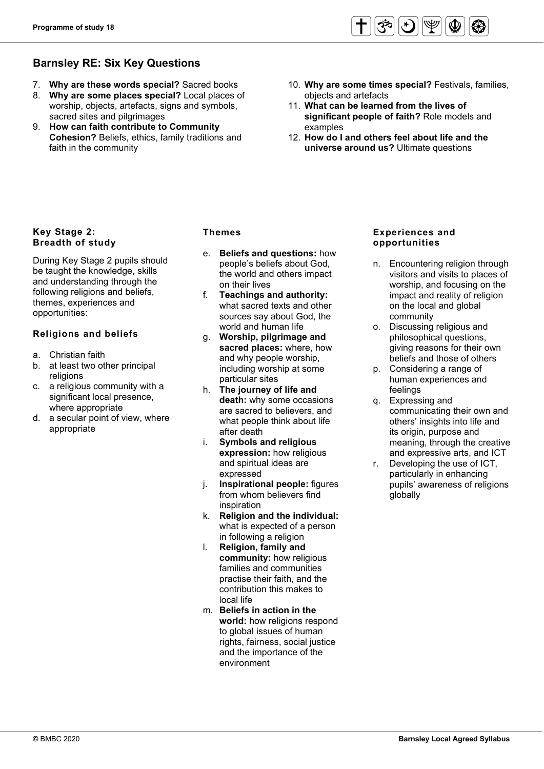## Barnsley RE: Six Key Questions

7. **Why are these words special?** Sacred books
8. **Why are some places special?** Local places of worship, objects, artefacts, signs and symbols, sacred sites and pilgrimages
9. **How can faith contribute to Community Cohesion?** Beliefs, ethics, family traditions and faith in the community
10. **Why are some times special?** Festivals, families, objects and artefacts
11. **What can be learned from the lives of significant people of faith?** Role models and examples
12. **How do I and others feel about life and the universe around us?** Ultimate questions

### Key Stage 2: Breadth of study

During Key Stage 2 pupils should be taught the knowledge, skills and understanding through the following religions and beliefs, themes, experiences and opportunities:

### Religions and beliefs

a. Christian faith
b. at least two other principal religions
c. a religious community with a significant local presence, where appropriate
d. a secular point of view, where appropriate

### Themes

e. **Beliefs and questions:** how people's beliefs about God, the world and others impact on their lives
f. **Teachings and authority:** what sacred texts and other sources say about God, the world and human life
g. **Worship, pilgrimage and sacred places:** where, how and why people worship, including worship at some particular sites
h. **The journey of life and death:** why some occasions are sacred to believers, and what people think about life after death
i. **Symbols and religious expression:** how religious and spiritual ideas are expressed
j. **Inspirational people:** figures from whom believers find inspiration
k. **Religion and the individual:** what is expected of a person in following a religion
l. **Religion, family and community:** how religious families and communities practise their faith, and the contribution this makes to local life
m. **Beliefs in action in the world:** how religions respond to global issues of human rights, fairness, social justice and the importance of the environment

### Experiences and opportunities

n. Encountering religion through visitors and visits to places of worship, and focusing on the impact and reality of religion on the local and global community
o. Discussing religious and philosophical questions, giving reasons for their own beliefs and those of others
p. Considering a range of human experiences and feelings
q. Expressing and communicating their own and others' insights into life and its origin, purpose and meaning, through the creative and expressive arts, and ICT
r. Developing the use of ICT, particularly in enhancing pupils' awareness of religions globally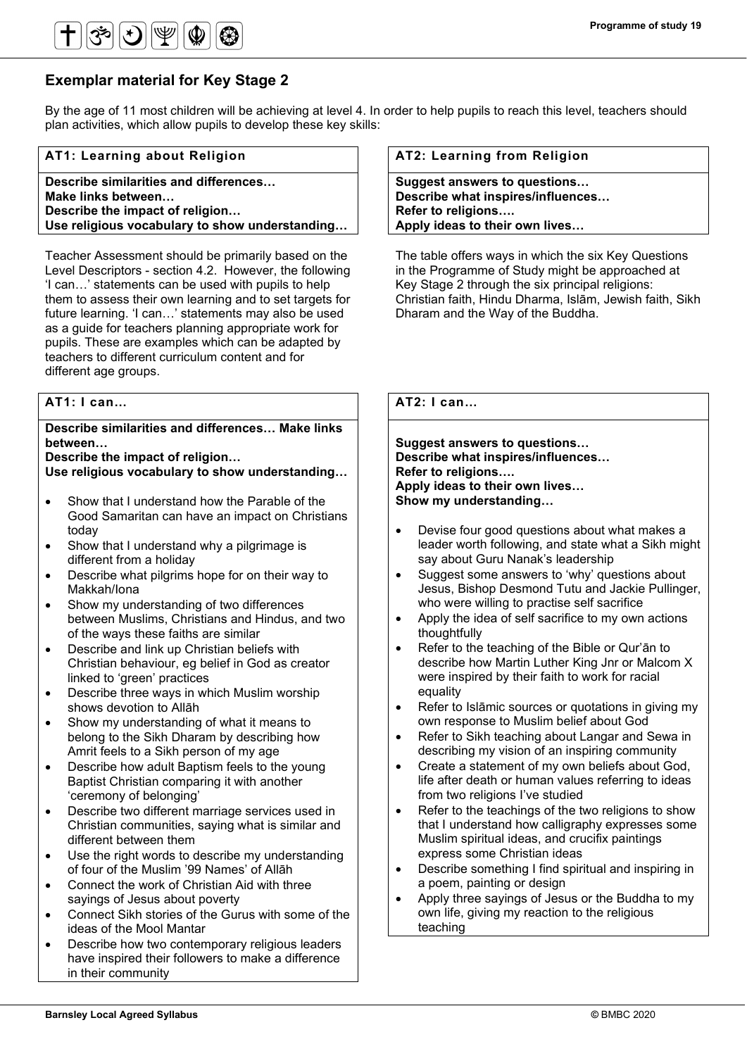## Exemplar material for Key Stage 2

By the age of 11 most children will be achieving at level 4. In order to help pupils to reach this level, teachers should plan activities, which allow pupils to develop these key skills:

| AT1: Learning about Religion |
|---|
| **Describe similarities and differences…**<br>**Make links between…**<br>**Describe the impact of religion…**<br>**Use religious vocabulary to show understanding…** |

Teacher Assessment should be primarily based on the Level Descriptors - section 4.2. However, the following 'I can…' statements can be used with pupils to help them to assess their own learning and to set targets for future learning. 'I can…' statements may also be used as a guide for teachers planning appropriate work for pupils. These are examples which can be adapted by teachers to different curriculum content and for different age groups.

| AT2: Learning from Religion |
|---|
| **Suggest answers to questions…**<br>**Describe what inspires/influences…**<br>**Refer to religions….**<br>**Apply ideas to their own lives…** |

The table offers ways in which the six Key Questions in the Programme of Study might be approached at Key Stage 2 through the six principal religions: Christian faith, Hindu Dharma, Islām, Jewish faith, Sikh Dharam and the Way of the Buddha.

### AT1: I can…

**Describe similarities and differences… Make links between…**
**Describe the impact of religion…**
**Use religious vocabulary to show understanding…**

- Show that I understand how the Parable of the Good Samaritan can have an impact on Christians today
- Show that I understand why a pilgrimage is different from a holiday
- Describe what pilgrims hope for on their way to Makkah/Iona
- Show my understanding of two differences between Muslims, Christians and Hindus, and two of the ways these faiths are similar
- Describe and link up Christian beliefs with Christian behaviour, eg belief in God as creator linked to 'green' practices
- Describe three ways in which Muslim worship shows devotion to Allāh
- Show my understanding of what it means to belong to the Sikh Dharam by describing how Amrit feels to a Sikh person of my age
- Describe how adult Baptism feels to the young Baptist Christian comparing it with another 'ceremony of belonging'
- Describe two different marriage services used in Christian communities, saying what is similar and different between them
- Use the right words to describe my understanding of four of the Muslim '99 Names' of Allāh
- Connect the work of Christian Aid with three sayings of Jesus about poverty
- Connect Sikh stories of the Gurus with some of the ideas of the Mool Mantar
- Describe how two contemporary religious leaders have inspired their followers to make a difference in their community

### AT2: I can…

**Suggest answers to questions…**
**Describe what inspires/influences…**
**Refer to religions….**
**Apply ideas to their own lives…**
**Show my understanding…**

- Devise four good questions about what makes a leader worth following, and state what a Sikh might say about Guru Nanak's leadership
- Suggest some answers to 'why' questions about Jesus, Bishop Desmond Tutu and Jackie Pullinger, who were willing to practise self sacrifice
- Apply the idea of self sacrifice to my own actions thoughtfully
- Refer to the teaching of the Bible or Qur'ān to describe how Martin Luther King Jnr or Malcom X were inspired by their faith to work for racial equality
- Refer to Islāmic sources or quotations in giving my own response to Muslim belief about God
- Refer to Sikh teaching about Langar and Sewa in describing my vision of an inspiring community
- Create a statement of my own beliefs about God, life after death or human values referring to ideas from two religions I've studied
- Refer to the teachings of the two religions to show that I understand how calligraphy expresses some Muslim spiritual ideas, and crucifix paintings express some Christian ideas
- Describe something I find spiritual and inspiring in a poem, painting or design
- Apply three sayings of Jesus or the Buddha to my own life, giving my reaction to the religious teaching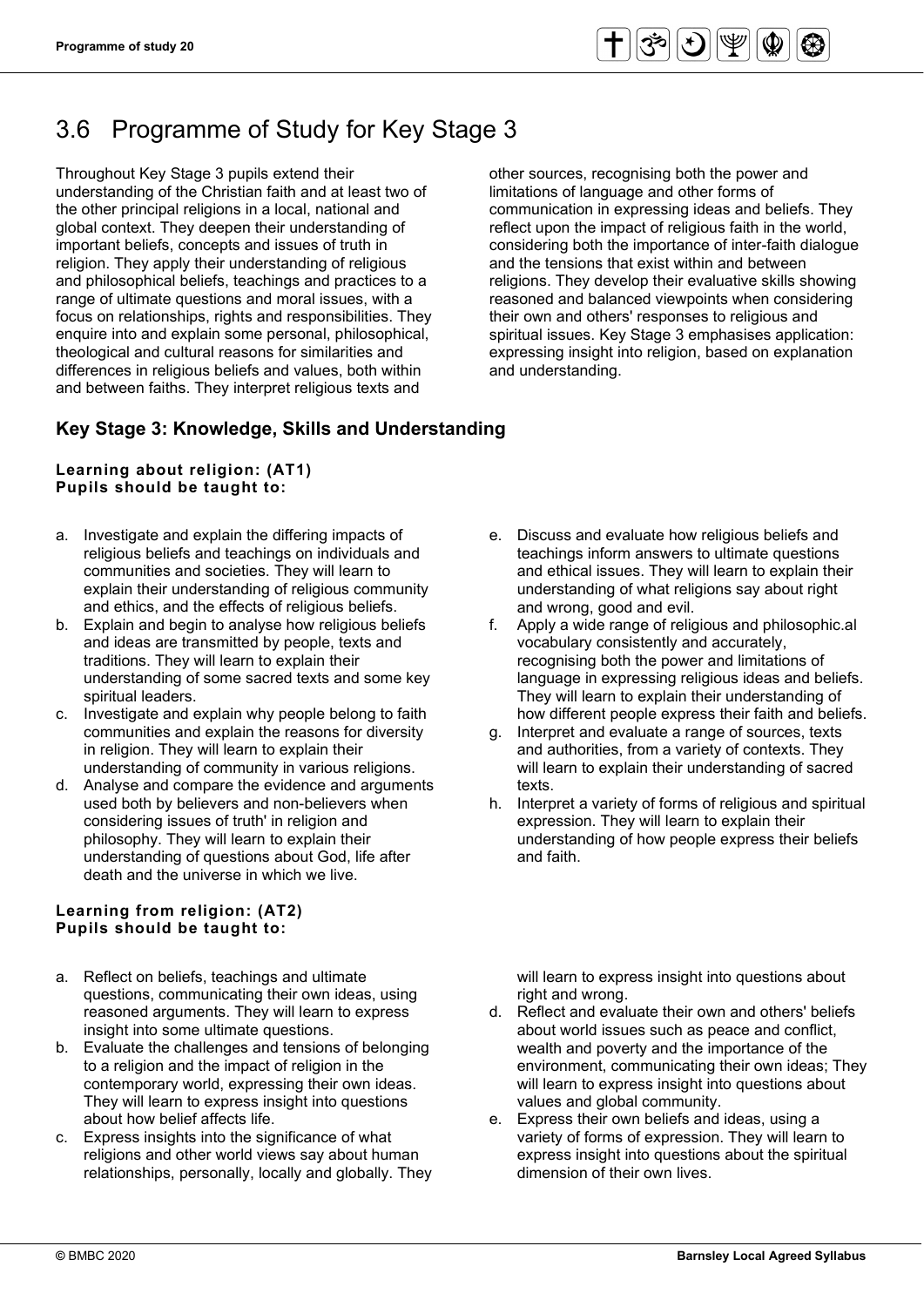# 3.6 Programme of Study for Key Stage 3

Throughout Key Stage 3 pupils extend their understanding of the Christian faith and at least two of the other principal religions in a local, national and global context. They deepen their understanding of important beliefs, concepts and issues of truth in religion. They apply their understanding of religious and philosophical beliefs, teachings and practices to a range of ultimate questions and moral issues, with a focus on relationships, rights and responsibilities. They enquire into and explain some personal, philosophical, theological and cultural reasons for similarities and differences in religious beliefs and values, both within and between faiths. They interpret religious texts and other sources, recognising both the power and limitations of language and other forms of communication in expressing ideas and beliefs. They reflect upon the impact of religious faith in the world, considering both the importance of inter-faith dialogue and the tensions that exist within and between religions. They develop their evaluative skills showing reasoned and balanced viewpoints when considering their own and others' responses to religious and spiritual issues. Key Stage 3 emphasises application: expressing insight into religion, based on explanation and understanding.

## Key Stage 3: Knowledge, Skills and Understanding

**Learning about religion: (AT1)**
**Pupils should be taught to:**

a. Investigate and explain the differing impacts of religious beliefs and teachings on individuals and communities and societies. They will learn to explain their understanding of religious community and ethics, and the effects of religious beliefs.
b. Explain and begin to analyse how religious beliefs and ideas are transmitted by people, texts and traditions. They will learn to explain their understanding of some sacred texts and some key spiritual leaders.
c. Investigate and explain why people belong to faith communities and explain the reasons for diversity in religion. They will learn to explain their understanding of community in various religions.
d. Analyse and compare the evidence and arguments used both by believers and non-believers when considering issues of truth' in religion and philosophy. They will learn to explain their understanding of questions about God, life after death and the universe in which we live.
e. Discuss and evaluate how religious beliefs and teachings inform answers to ultimate questions and ethical issues. They will learn to explain their understanding of what religions say about right and wrong, good and evil.
f. Apply a wide range of religious and philosophic.al vocabulary consistently and accurately, recognising both the power and limitations of language in expressing religious ideas and beliefs. They will learn to explain their understanding of how different people express their faith and beliefs.
g. Interpret and evaluate a range of sources, texts and authorities, from a variety of contexts. They will learn to explain their understanding of sacred texts.
h. Interpret a variety of forms of religious and spiritual expression. They will learn to explain their understanding of how people express their beliefs and faith.

**Learning from religion: (AT2)**
**Pupils should be taught to:**

a. Reflect on beliefs, teachings and ultimate questions, communicating their own ideas, using reasoned arguments. They will learn to express insight into some ultimate questions.
b. Evaluate the challenges and tensions of belonging to a religion and the impact of religion in the contemporary world, expressing their own ideas. They will learn to express insight into questions about how belief affects life.
c. Express insights into the significance of what religions and other world views say about human relationships, personally, locally and globally. They will learn to express insight into questions about right and wrong.
d. Reflect and evaluate their own and others' beliefs about world issues such as peace and conflict, wealth and poverty and the importance of the environment, communicating their own ideas; They will learn to express insight into questions about values and global community.
e. Express their own beliefs and ideas, using a variety of forms of expression. They will learn to express insight into questions about the spiritual dimension of their own lives.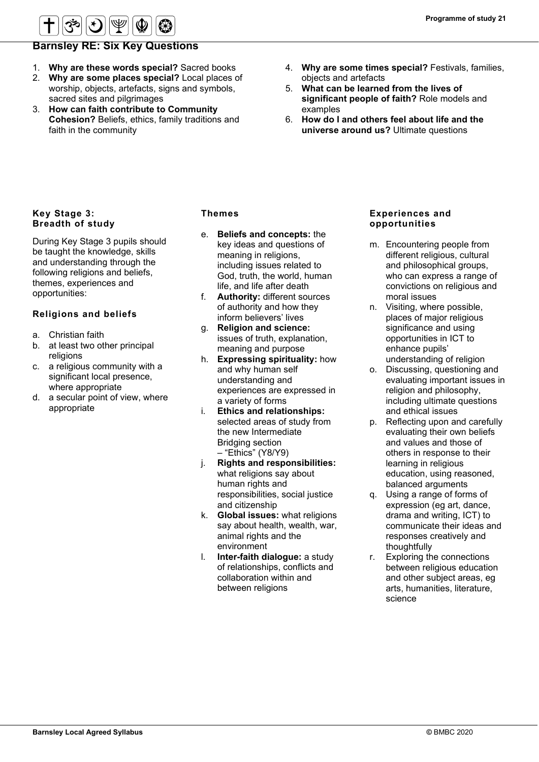## Barnsley RE: Six Key Questions

1. **Why are these words special?** Sacred books
2. **Why are some places special?** Local places of worship, objects, artefacts, signs and symbols, sacred sites and pilgrimages
3. **How can faith contribute to Community Cohesion?** Beliefs, ethics, family traditions and faith in the community
4. **Why are some times special?** Festivals, families, objects and artefacts
5. **What can be learned from the lives of significant people of faith?** Role models and examples
6. **How do I and others feel about life and the universe around us?** Ultimate questions

### Key Stage 3: Breadth of study

During Key Stage 3 pupils should be taught the knowledge, skills and understanding through the following religions and beliefs, themes, experiences and opportunities:

#### Religions and beliefs

a. Christian faith
b. at least two other principal religions
c. a religious community with a significant local presence, where appropriate
d. a secular point of view, where appropriate

#### Themes

e. **Beliefs and concepts:** the key ideas and questions of meaning in religions, including issues related to God, truth, the world, human life, and life after death
f. **Authority:** different sources of authority and how they inform believers' lives
g. **Religion and science:** issues of truth, explanation, meaning and purpose
h. **Expressing spirituality:** how and why human self understanding and experiences are expressed in a variety of forms
i. **Ethics and relationships:** selected areas of study from the new Intermediate Bridging section – "Ethics" (Y8/Y9)
j. **Rights and responsibilities:** what religions say about human rights and responsibilities, social justice and citizenship
k. **Global issues:** what religions say about health, wealth, war, animal rights and the environment
l. **Inter-faith dialogue:** a study of relationships, conflicts and collaboration within and between religions

#### Experiences and opportunities

m. Encountering people from different religious, cultural and philosophical groups, who can express a range of convictions on religious and moral issues
n. Visiting, where possible, places of major religious significance and using opportunities in ICT to enhance pupils' understanding of religion
o. Discussing, questioning and evaluating important issues in religion and philosophy, including ultimate questions and ethical issues
p. Reflecting upon and carefully evaluating their own beliefs and values and those of others in response to their learning in religious education, using reasoned, balanced arguments
q. Using a range of forms of expression (eg art, dance, drama and writing, ICT) to communicate their ideas and responses creatively and thoughtfully
r. Exploring the connections between religious education and other subject areas, eg arts, humanities, literature, science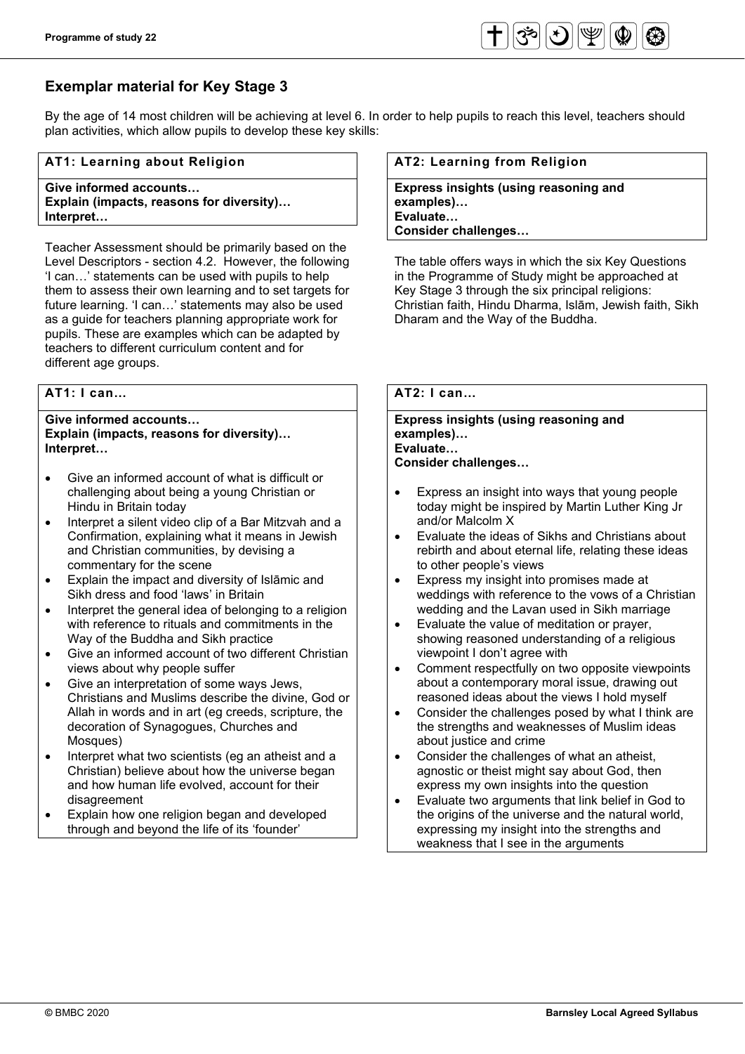## Exemplar material for Key Stage 3

By the age of 14 most children will be achieving at level 6. In order to help pupils to reach this level, teachers should plan activities, which allow pupils to develop these key skills:

| AT1: Learning about Religion | AT2: Learning from Religion |
| --- | --- |
| **Give informed accounts…**<br>**Explain (impacts, reasons for diversity)…**<br>**Interpret…** | **Express insights (using reasoning and examples)…**<br>**Evaluate…**<br>**Consider challenges…** |

Teacher Assessment should be primarily based on the Level Descriptors - section 4.2. However, the following 'I can…' statements can be used with pupils to help them to assess their own learning and to set targets for future learning. 'I can…' statements may also be used as a guide for teachers planning appropriate work for pupils. These are examples which can be adapted by teachers to different curriculum content and for different age groups.

The table offers ways in which the six Key Questions in the Programme of Study might be approached at Key Stage 3 through the six principal religions: Christian faith, Hindu Dharma, Islām, Jewish faith, Sikh Dharam and the Way of the Buddha.

### AT1: I can…

**Give informed accounts…**
**Explain (impacts, reasons for diversity)…**
**Interpret…**

- Give an informed account of what is difficult or challenging about being a young Christian or Hindu in Britain today
- Interpret a silent video clip of a Bar Mitzvah and a Confirmation, explaining what it means in Jewish and Christian communities, by devising a commentary for the scene
- Explain the impact and diversity of Islāmic and Sikh dress and food 'laws' in Britain
- Interpret the general idea of belonging to a religion with reference to rituals and commitments in the Way of the Buddha and Sikh practice
- Give an informed account of two different Christian views about why people suffer
- Give an interpretation of some ways Jews, Christians and Muslims describe the divine, God or Allah in words and in art (eg creeds, scripture, the decoration of Synagogues, Churches and Mosques)
- Interpret what two scientists (eg an atheist and a Christian) believe about how the universe began and how human life evolved, account for their disagreement
- Explain how one religion began and developed through and beyond the life of its 'founder'

### AT2: I can…

**Express insights (using reasoning and examples)…**
**Evaluate…**
**Consider challenges…**

- Express an insight into ways that young people today might be inspired by Martin Luther King Jr and/or Malcolm X
- Evaluate the ideas of Sikhs and Christians about rebirth and about eternal life, relating these ideas to other people's views
- Express my insight into promises made at weddings with reference to the vows of a Christian wedding and the Lavan used in Sikh marriage
- Evaluate the value of meditation or prayer, showing reasoned understanding of a religious viewpoint I don't agree with
- Comment respectfully on two opposite viewpoints about a contemporary moral issue, drawing out reasoned ideas about the views I hold myself
- Consider the challenges posed by what I think are the strengths and weaknesses of Muslim ideas about justice and crime
- Consider the challenges of what an atheist, agnostic or theist might say about God, then express my own insights into the question
- Evaluate two arguments that link belief in God to the origins of the universe and the natural world, expressing my insight into the strengths and weakness that I see in the arguments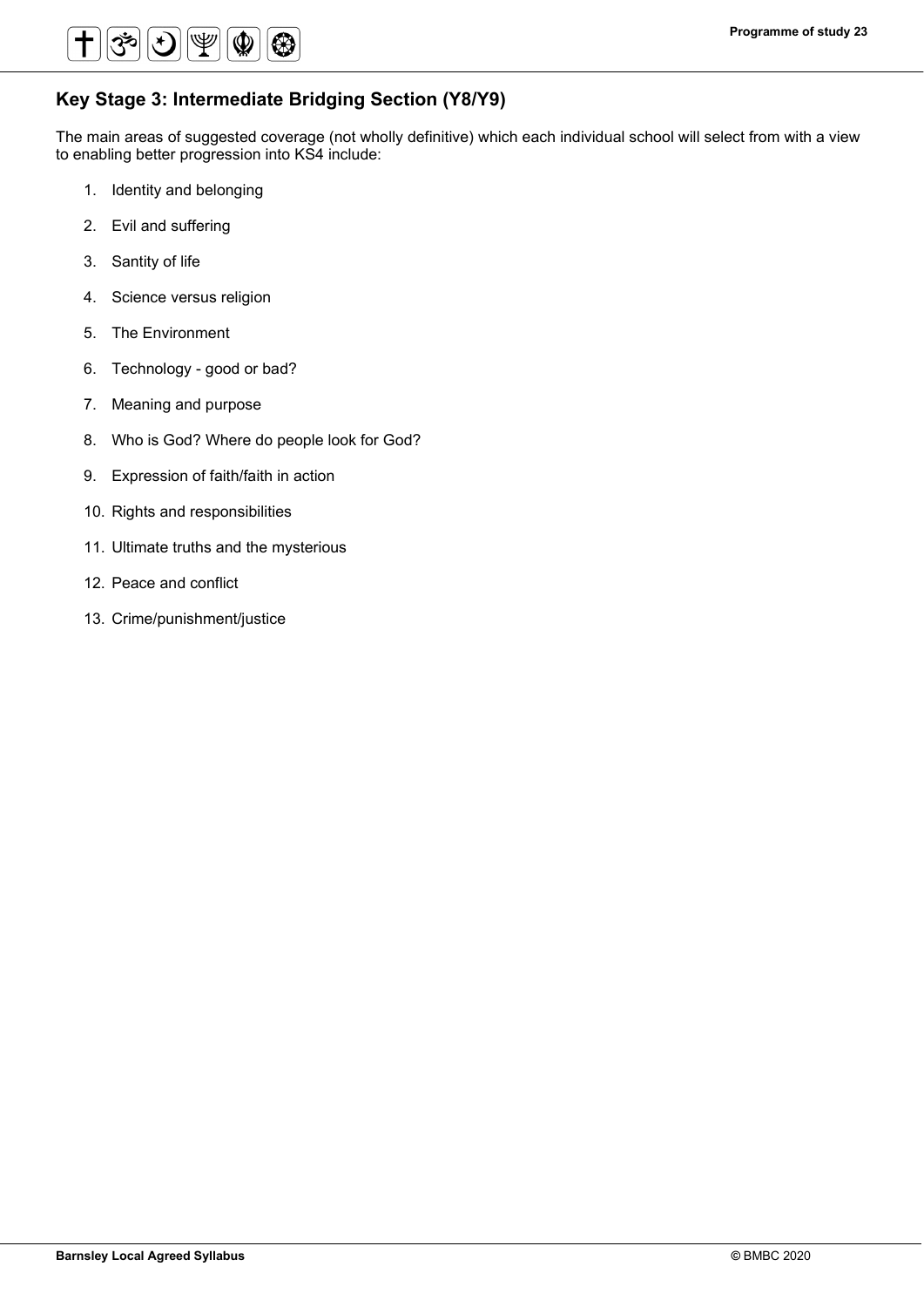## Key Stage 3: Intermediate Bridging Section (Y8/Y9)

The main areas of suggested coverage (not wholly definitive) which each individual school will select from with a view to enabling better progression into KS4 include:

1. Identity and belonging
2. Evil and suffering
3. Santity of life
4. Science versus religion
5. The Environment
6. Technology - good or bad?
7. Meaning and purpose
8. Who is God? Where do people look for God?
9. Expression of faith/faith in action
10. Rights and responsibilities
11. Ultimate truths and the mysterious
12. Peace and conflict
13. Crime/punishment/justice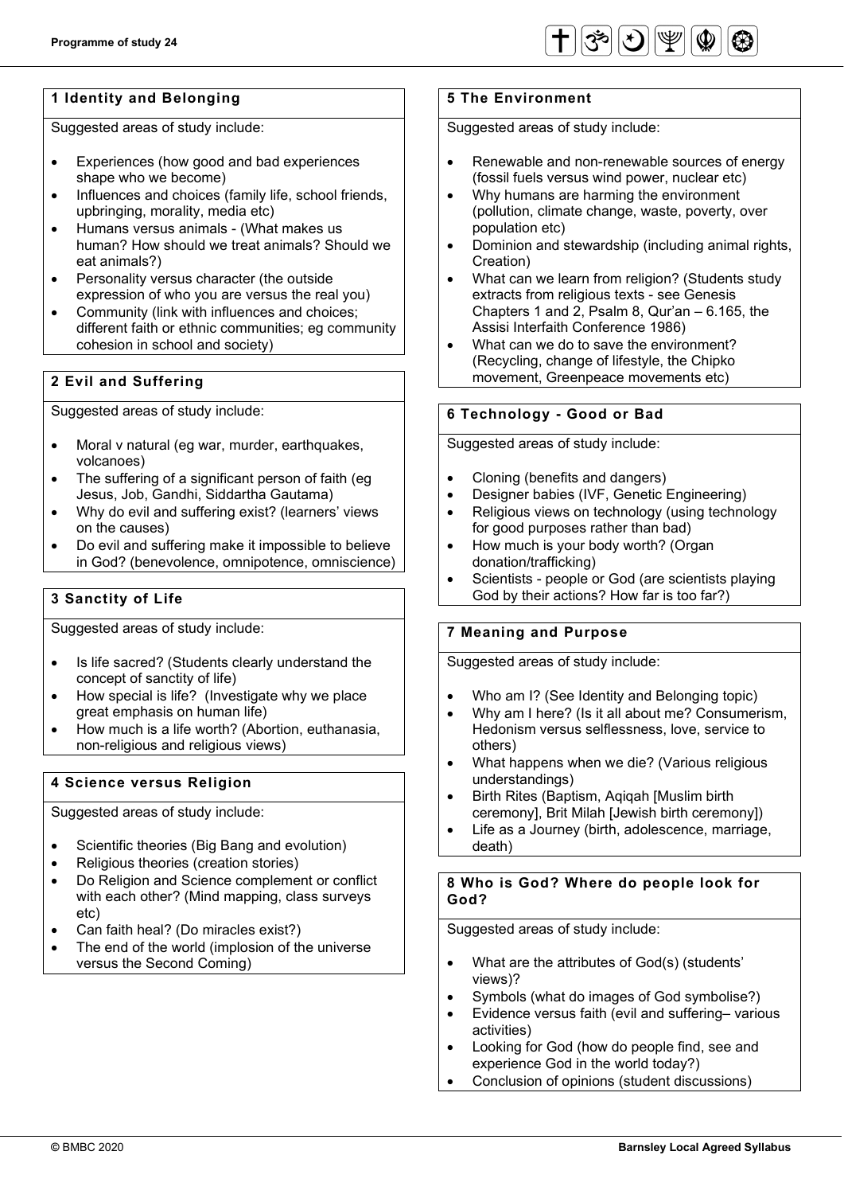## Programme of study 24

### 1 Identity and Belonging

Suggested areas of study include:

- Experiences (how good and bad experiences shape who we become)
- Influences and choices (family life, school friends, upbringing, morality, media etc)
- Humans versus animals - (What makes us human? How should we treat animals? Should we eat animals?)
- Personality versus character (the outside expression of who you are versus the real you)
- Community (link with influences and choices; different faith or ethnic communities; eg community cohesion in school and society)

### 2 Evil and Suffering

Suggested areas of study include:

- Moral v natural (eg war, murder, earthquakes, volcanoes)
- The suffering of a significant person of faith (eg Jesus, Job, Gandhi, Siddartha Gautama)
- Why do evil and suffering exist? (learners' views on the causes)
- Do evil and suffering make it impossible to believe in God? (benevolence, omnipotence, omniscience)

### 3 Sanctity of Life

Suggested areas of study include:

- Is life sacred? (Students clearly understand the concept of sanctity of life)
- How special is life? (Investigate why we place great emphasis on human life)
- How much is a life worth? (Abortion, euthanasia, non-religious and religious views)

### 4 Science versus Religion

Suggested areas of study include:

- Scientific theories (Big Bang and evolution)
- Religious theories (creation stories)
- Do Religion and Science complement or conflict with each other? (Mind mapping, class surveys etc)
- Can faith heal? (Do miracles exist?)
- The end of the world (implosion of the universe versus the Second Coming)

### 5 The Environment

Suggested areas of study include:

- Renewable and non-renewable sources of energy (fossil fuels versus wind power, nuclear etc)
- Why humans are harming the environment (pollution, climate change, waste, poverty, over population etc)
- Dominion and stewardship (including animal rights, Creation)
- What can we learn from religion? (Students study extracts from religious texts - see Genesis Chapters 1 and 2, Psalm 8, Qur'an – 6.165, the Assisi Interfaith Conference 1986)
- What can we do to save the environment? (Recycling, change of lifestyle, the Chipko movement, Greenpeace movements etc)

### 6 Technology - Good or Bad

Suggested areas of study include:

- Cloning (benefits and dangers)
- Designer babies (IVF, Genetic Engineering)
- Religious views on technology (using technology for good purposes rather than bad)
- How much is your body worth? (Organ donation/trafficking)
- Scientists - people or God (are scientists playing God by their actions? How far is too far?)

### 7 Meaning and Purpose

Suggested areas of study include:

- Who am I? (See Identity and Belonging topic)
- Why am I here? (Is it all about me? Consumerism, Hedonism versus selflessness, love, service to others)
- What happens when we die? (Various religious understandings)
- Birth Rites (Baptism, Aqiqah [Muslim birth ceremony], Brit Milah [Jewish birth ceremony])
- Life as a Journey (birth, adolescence, marriage, death)

### 8 Who is God? Where do people look for God?

Suggested areas of study include:

- What are the attributes of God(s) (students' views)?
- Symbols (what do images of God symbolise?)
- Evidence versus faith (evil and suffering– various activities)
- Looking for God (how do people find, see and experience God in the world today?)
- Conclusion of opinions (student discussions)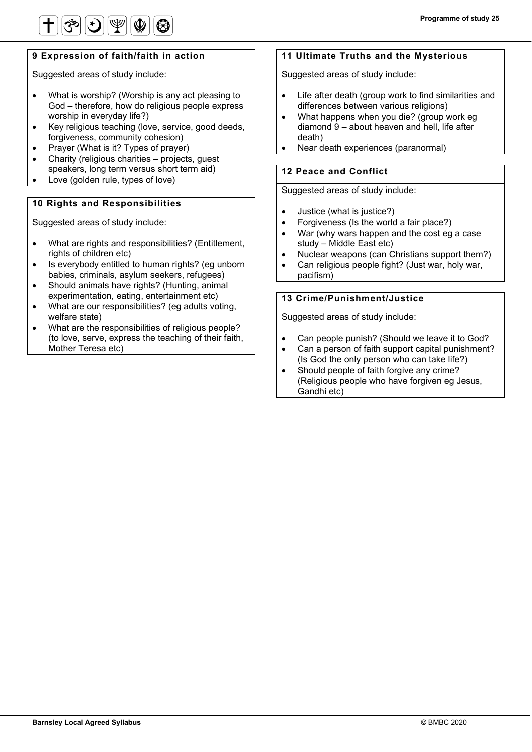## 9 Expression of faith/faith in action

Suggested areas of study include:

- What is worship? (Worship is any act pleasing to God – therefore, how do religious people express worship in everyday life?)
- Key religious teaching (love, service, good deeds, forgiveness, community cohesion)
- Prayer (What is it? Types of prayer)
- Charity (religious charities – projects, guest speakers, long term versus short term aid)
- Love (golden rule, types of love)

## 10 Rights and Responsibilities

Suggested areas of study include:

- What are rights and responsibilities? (Entitlement, rights of children etc)
- Is everybody entitled to human rights? (eg unborn babies, criminals, asylum seekers, refugees)
- Should animals have rights? (Hunting, animal experimentation, eating, entertainment etc)
- What are our responsibilities? (eg adults voting, welfare state)
- What are the responsibilities of religious people? (to love, serve, express the teaching of their faith, Mother Teresa etc)

## 11 Ultimate Truths and the Mysterious

Suggested areas of study include:

- Life after death (group work to find similarities and differences between various religions)
- What happens when you die? (group work eg diamond 9 – about heaven and hell, life after death)
- Near death experiences (paranormal)

## 12 Peace and Conflict

Suggested areas of study include:

- Justice (what is justice?)
- Forgiveness (Is the world a fair place?)
- War (why wars happen and the cost eg a case study – Middle East etc)
- Nuclear weapons (can Christians support them?)
- Can religious people fight? (Just war, holy war, pacifism)

## 13 Crime/Punishment/Justice

Suggested areas of study include:

- Can people punish? (Should we leave it to God?
- Can a person of faith support capital punishment? (Is God the only person who can take life?)
- Should people of faith forgive any crime? (Religious people who have forgiven eg Jesus, Gandhi etc)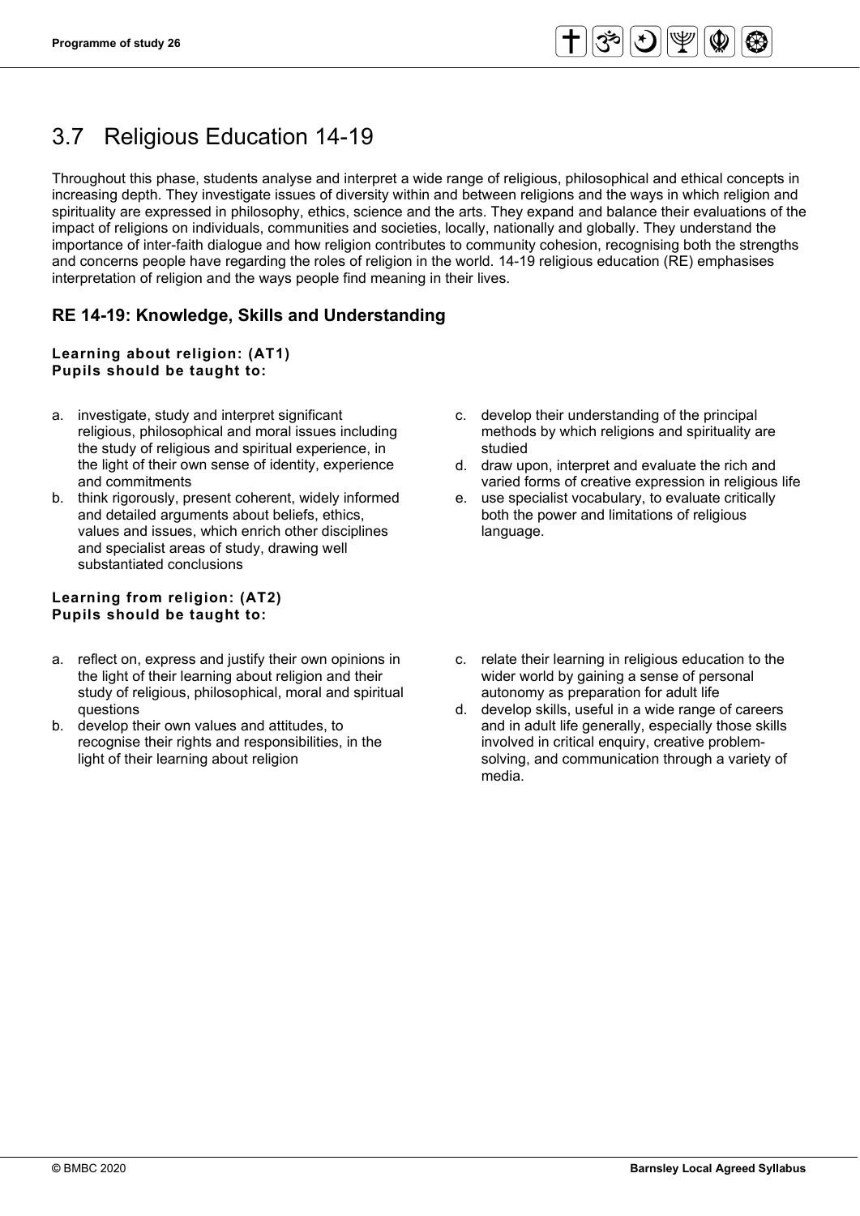# 3.7 Religious Education 14-19

Throughout this phase, students analyse and interpret a wide range of religious, philosophical and ethical concepts in increasing depth. They investigate issues of diversity within and between religions and the ways in which religion and spirituality are expressed in philosophy, ethics, science and the arts. They expand and balance their evaluations of the impact of religions on individuals, communities and societies, locally, nationally and globally. They understand the importance of inter-faith dialogue and how religion contributes to community cohesion, recognising both the strengths and concerns people have regarding the roles of religion in the world. 14-19 religious education (RE) emphasises interpretation of religion and the ways people find meaning in their lives.

## RE 14-19: Knowledge, Skills and Understanding

**Learning about religion: (AT1)**
**Pupils should be taught to:**

a. investigate, study and interpret significant religious, philosophical and moral issues including the study of religious and spiritual experience, in the light of their own sense of identity, experience and commitments
b. think rigorously, present coherent, widely informed and detailed arguments about beliefs, ethics, values and issues, which enrich other disciplines and specialist areas of study, drawing well substantiated conclusions
c. develop their understanding of the principal methods by which religions and spirituality are studied
d. draw upon, interpret and evaluate the rich and varied forms of creative expression in religious life
e. use specialist vocabulary, to evaluate critically both the power and limitations of religious language.

**Learning from religion: (AT2)**
**Pupils should be taught to:**

a. reflect on, express and justify their own opinions in the light of their learning about religion and their study of religious, philosophical, moral and spiritual questions
b. develop their own values and attitudes, to recognise their rights and responsibilities, in the light of their learning about religion
c. relate their learning in religious education to the wider world by gaining a sense of personal autonomy as preparation for adult life
d. develop skills, useful in a wide range of careers and in adult life generally, especially those skills involved in critical enquiry, creative problem-solving, and communication through a variety of media.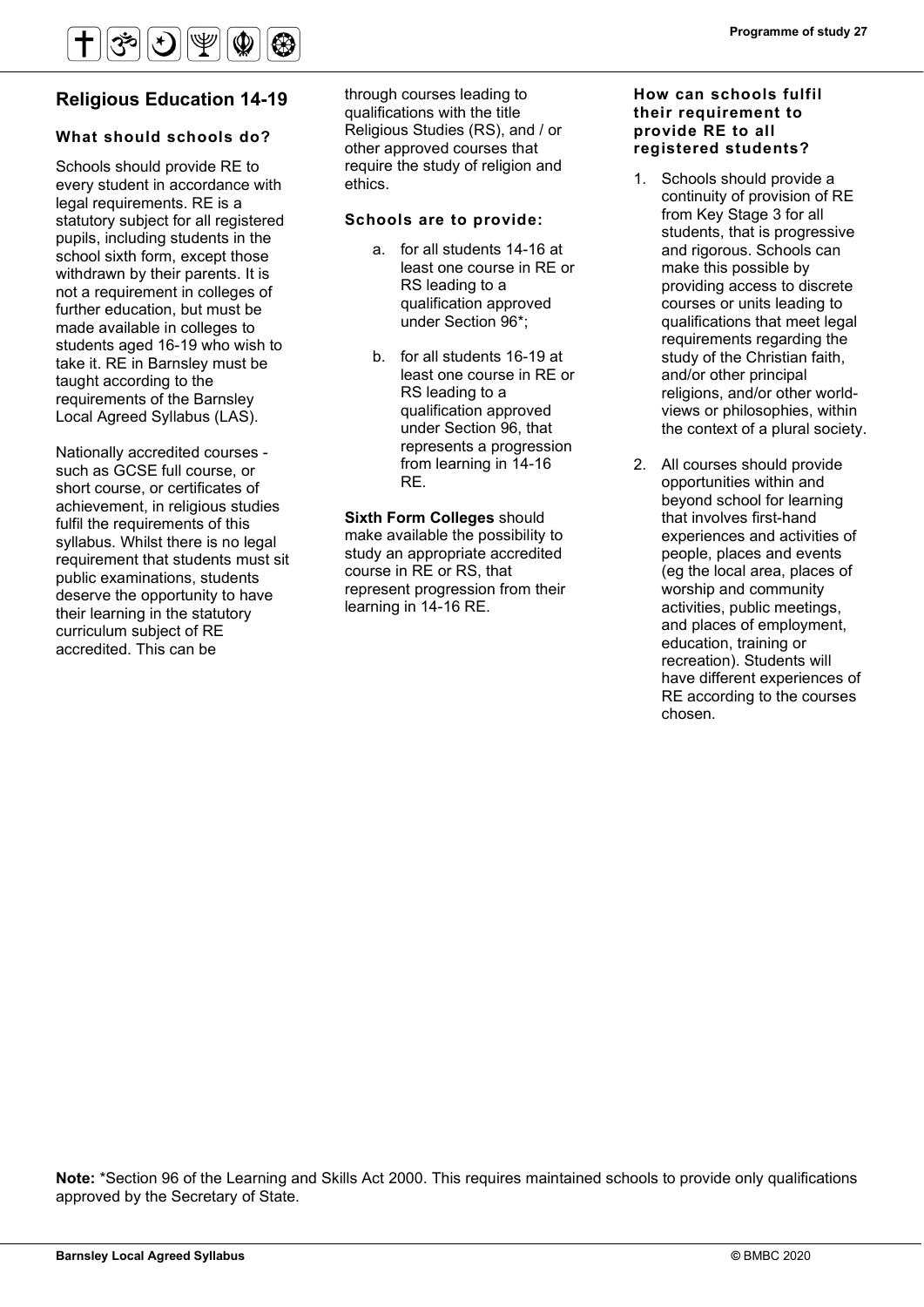## Religious Education 14-19

### What should schools do?

Schools should provide RE to every student in accordance with legal requirements. RE is a statutory subject for all registered pupils, including students in the school sixth form, except those withdrawn by their parents. It is not a requirement in colleges of further education, but must be made available in colleges to students aged 16-19 who wish to take it. RE in Barnsley must be taught according to the requirements of the Barnsley Local Agreed Syllabus (LAS).

Nationally accredited courses - such as GCSE full course, or short course, or certificates of achievement, in religious studies fulfil the requirements of this syllabus. Whilst there is no legal requirement that students must sit public examinations, students deserve the opportunity to have their learning in the statutory curriculum subject of RE accredited. This can be through courses leading to qualifications with the title Religious Studies (RS), and / or other approved courses that require the study of religion and ethics.

### Schools are to provide:

a. for all students 14-16 at least one course in RE or RS leading to a qualification approved under Section 96*;

b. for all students 16-19 at least one course in RE or RS leading to a qualification approved under Section 96, that represents a progression from learning in 14-16 RE.

**Sixth Form Colleges** should make available the possibility to study an appropriate accredited course in RE or RS, that represent progression from their learning in 14-16 RE.

### How can schools fulfil their requirement to provide RE to all registered students?

1. Schools should provide a continuity of provision of RE from Key Stage 3 for all students, that is progressive and rigorous. Schools can make this possible by providing access to discrete courses or units leading to qualifications that meet legal requirements regarding the study of the Christian faith, and/or other principal religions, and/or other world-views or philosophies, within the context of a plural society.

2. All courses should provide opportunities within and beyond school for learning that involves first-hand experiences and activities of people, places and events (eg the local area, places of worship and community activities, public meetings, and places of employment, education, training or recreation). Students will have different experiences of RE according to the courses chosen.

**Note:** *Section 96 of the Learning and Skills Act 2000. This requires maintained schools to provide only qualifications approved by the Secretary of State.